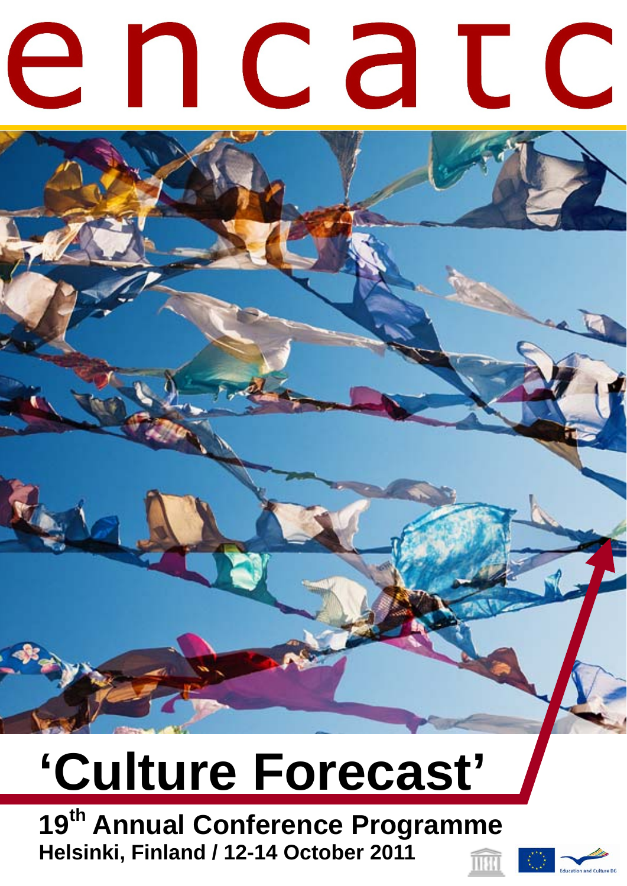# encatc

# 'Culture Forecast'

**19th Annual Conference Programme**
**Helsinki, Finland / 12-14 October 2011**

Education and Culture DG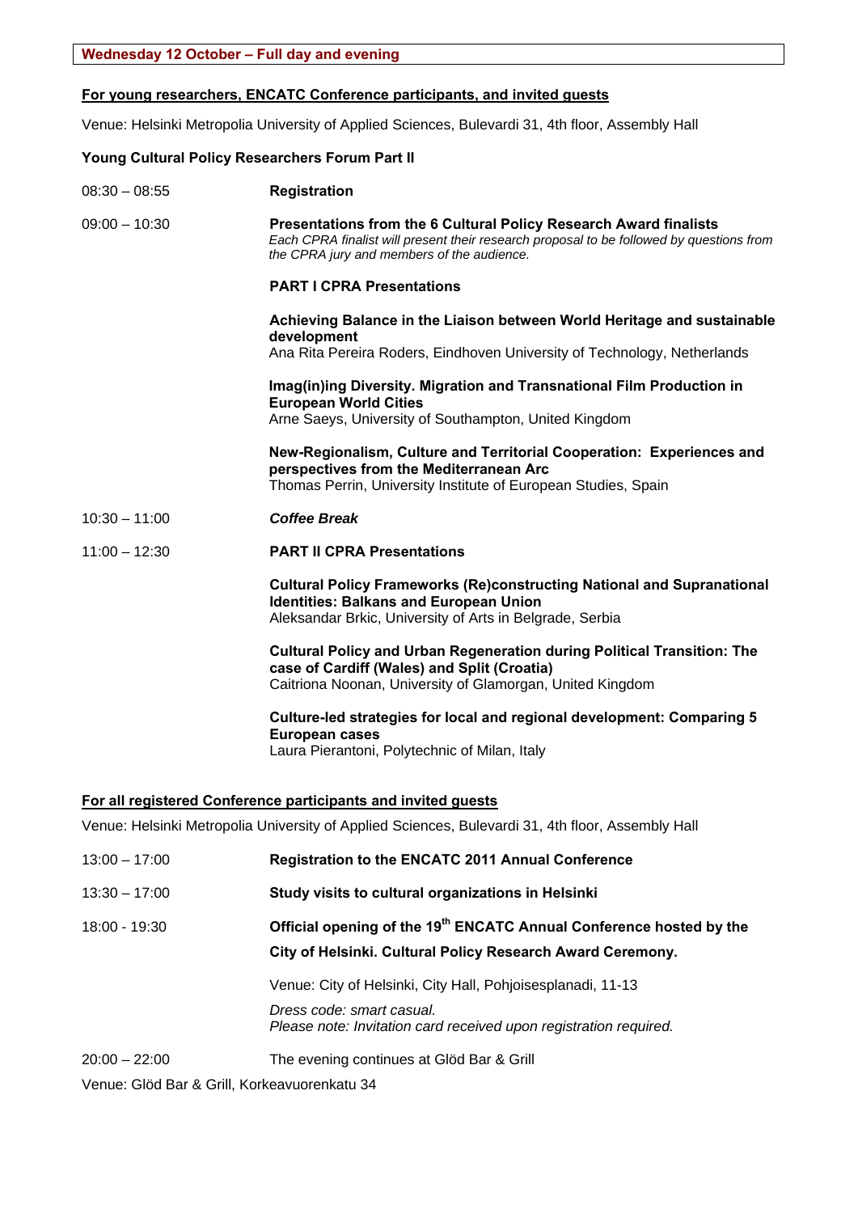**Wednesday 12 October – Full day and evening**

**For young researchers, ENCATC Conference participants, and invited guests**

Venue: Helsinki Metropolia University of Applied Sciences, Bulevardi 31, 4th floor, Assembly Hall

**Young Cultural Policy Researchers Forum Part II**

08:30 – 08:55 **Registration**

09:00 – 10:30 **Presentations from the 6 Cultural Policy Research Award finalists**
*Each CPRA finalist will present their research proposal to be followed by questions from the CPRA jury and members of the audience.*

**PART I CPRA Presentations**

**Achieving Balance in the Liaison between World Heritage and sustainable development**
Ana Rita Pereira Roders, Eindhoven University of Technology, Netherlands

**Imag(in)ing Diversity. Migration and Transnational Film Production in European World Cities**
Arne Saeys, University of Southampton, United Kingdom

**New-Regionalism, Culture and Territorial Cooperation: Experiences and perspectives from the Mediterranean Arc**
Thomas Perrin, University Institute of European Studies, Spain

10:30 – 11:00 ***Coffee Break***

11:00 – 12:30 **PART II CPRA Presentations**

**Cultural Policy Frameworks (Re)constructing National and Supranational Identities: Balkans and European Union**
Aleksandar Brkic, University of Arts in Belgrade, Serbia

**Cultural Policy and Urban Regeneration during Political Transition: The case of Cardiff (Wales) and Split (Croatia)**
Caitriona Noonan, University of Glamorgan, United Kingdom

**Culture-led strategies for local and regional development: Comparing 5 European cases**
Laura Pierantoni, Polytechnic of Milan, Italy

**For all registered Conference participants and invited guests**

Venue: Helsinki Metropolia University of Applied Sciences, Bulevardi 31, 4th floor, Assembly Hall

13:00 – 17:00 **Registration to the ENCATC 2011 Annual Conference**

13:30 – 17:00 **Study visits to cultural organizations in Helsinki**

18:00 - 19:30 **Official opening of the 19th ENCATC Annual Conference hosted by the City of Helsinki. Cultural Policy Research Award Ceremony.**

Venue: City of Helsinki, City Hall, Pohjoisesplanadi, 11-13

*Dress code: smart casual.*
*Please note: Invitation card received upon registration required.*

20:00 – 22:00 The evening continues at Glöd Bar & Grill

Venue: Glöd Bar & Grill, Korkeavuorenkatu 34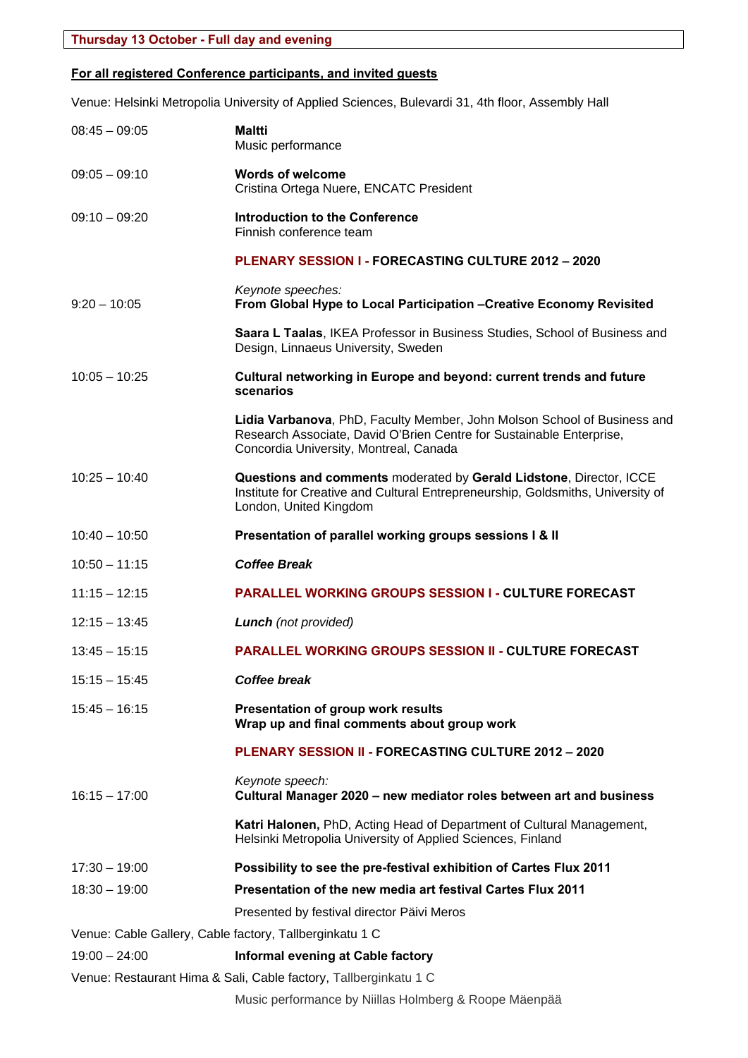## Thursday 13 October - Full day and evening

**For all registered Conference participants, and invited guests**

Venue: Helsinki Metropolia University of Applied Sciences, Bulevardi 31, 4th floor, Assembly Hall

| | |
|---|---|
| 08:45 – 09:05 | **Maltti**<br>Music performance |
| 09:05 – 09:10 | **Words of welcome**<br>Cristina Ortega Nuere, ENCATC President |
| 09:10 – 09:20 | **Introduction to the Conference**<br>Finnish conference team |
| | **PLENARY SESSION I - FORECASTING CULTURE 2012 – 2020** |
| 9:20 – 10:05 | *Keynote speeches:*<br>**From Global Hype to Local Participation –Creative Economy Revisited** |
| | **Saara L Taalas**, IKEA Professor in Business Studies, School of Business and Design, Linnaeus University, Sweden |
| 10:05 – 10:25 | **Cultural networking in Europe and beyond: current trends and future scenarios** |
| | **Lidia Varbanova**, PhD, Faculty Member, John Molson School of Business and Research Associate, David O'Brien Centre for Sustainable Enterprise, Concordia University, Montreal, Canada |
| 10:25 – 10:40 | **Questions and comments** moderated by **Gerald Lidstone**, Director, ICCE Institute for Creative and Cultural Entrepreneurship, Goldsmiths, University of London, United Kingdom |
| 10:40 – 10:50 | **Presentation of parallel working groups sessions I & II** |
| 10:50 – 11:15 | ***Coffee Break*** |
| 11:15 – 12:15 | **PARALLEL WORKING GROUPS SESSION I - CULTURE FORECAST** |
| 12:15 – 13:45 | ***Lunch*** *(not provided)* |
| 13:45 – 15:15 | **PARALLEL WORKING GROUPS SESSION II - CULTURE FORECAST** |
| 15:15 – 15:45 | ***Coffee break*** |
| 15:45 – 16:15 | **Presentation of group work results**<br>**Wrap up and final comments about group work** |
| | **PLENARY SESSION II - FORECASTING CULTURE 2012 – 2020** |
| 16:15 – 17:00 | *Keynote speech:*<br>**Cultural Manager 2020 – new mediator roles between art and business** |
| | **Katri Halonen,** PhD, Acting Head of Department of Cultural Management, Helsinki Metropolia University of Applied Sciences, Finland |
| 17:30 – 19:00 | **Possibility to see the pre-festival exhibition of Cartes Flux 2011** |
| 18:30 – 19:00 | **Presentation of the new media art festival Cartes Flux 2011** |
| | Presented by festival director Päivi Meros |

Venue: Cable Gallery, Cable factory, Tallberginkatu 1 C

| | |
|---|---|
| 19:00 – 24:00 | **Informal evening at Cable factory** |

Venue: Restaurant Hima & Sali, Cable factory, Tallberginkatu 1 C

Music performance by Niillas Holmberg & Roope Mäenpää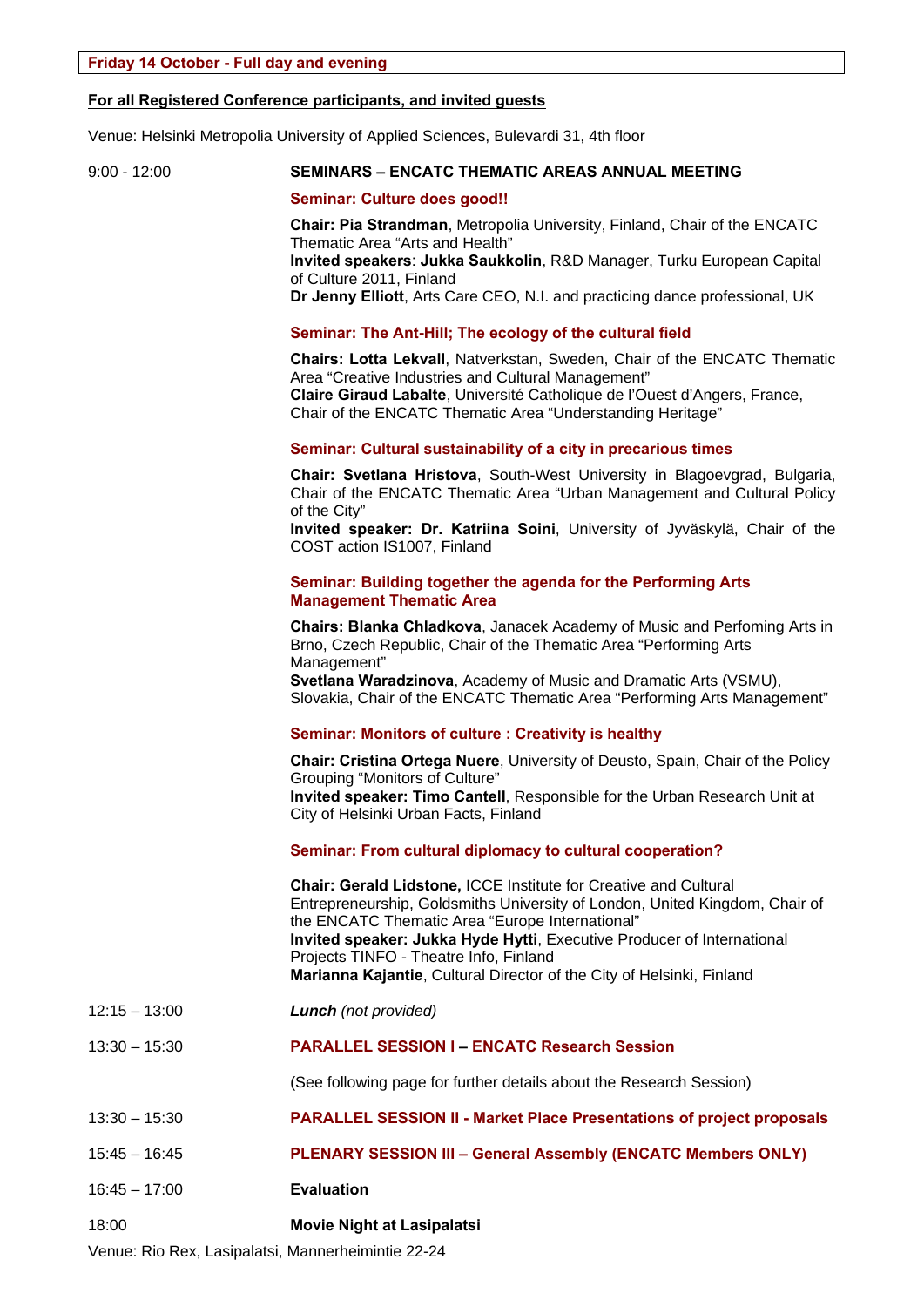**Friday 14 October - Full day and evening**

**For all Registered Conference participants, and invited guests**

Venue: Helsinki Metropolia University of Applied Sciences, Bulevardi 31, 4th floor

9:00 - 12:00 **SEMINARS – ENCATC THEMATIC AREAS ANNUAL MEETING**

**Seminar: Culture does good!!**

**Chair: Pia Strandman**, Metropolia University, Finland, Chair of the ENCATC Thematic Area "Arts and Health"
**Invited speakers**: **Jukka Saukkolin**, R&D Manager, Turku European Capital of Culture 2011, Finland
**Dr Jenny Elliott**, Arts Care CEO, N.I. and practicing dance professional, UK

**Seminar: The Ant-Hill; The ecology of the cultural field**

**Chairs: Lotta Lekvall**, Natverkstan, Sweden, Chair of the ENCATC Thematic Area "Creative Industries and Cultural Management"
**Claire Giraud Labalte**, Université Catholique de l'Ouest d'Angers, France, Chair of the ENCATC Thematic Area "Understanding Heritage"

**Seminar: Cultural sustainability of a city in precarious times**

**Chair: Svetlana Hristova**, South-West University in Blagoevgrad, Bulgaria, Chair of the ENCATC Thematic Area "Urban Management and Cultural Policy of the City"
**Invited speaker: Dr. Katriina Soini**, University of Jyväskylä, Chair of the COST action IS1007, Finland

**Seminar: Building together the agenda for the Performing Arts Management Thematic Area**

**Chairs: Blanka Chladkova**, Janacek Academy of Music and Perfoming Arts in Brno, Czech Republic, Chair of the Thematic Area "Performing Arts Management"
**Svetlana Waradzinova**, Academy of Music and Dramatic Arts (VSMU), Slovakia, Chair of the ENCATC Thematic Area "Performing Arts Management"

**Seminar: Monitors of culture : Creativity is healthy**

**Chair: Cristina Ortega Nuere**, University of Deusto, Spain, Chair of the Policy Grouping "Monitors of Culture"
**Invited speaker: Timo Cantell**, Responsible for the Urban Research Unit at City of Helsinki Urban Facts, Finland

**Seminar: From cultural diplomacy to cultural cooperation?**

**Chair: Gerald Lidstone,** ICCE Institute for Creative and Cultural Entrepreneurship, Goldsmiths University of London, United Kingdom, Chair of the ENCATC Thematic Area "Europe International"
**Invited speaker: Jukka Hyde Hytti**, Executive Producer of International Projects TINFO - Theatre Info, Finland
**Marianna Kajantie**, Cultural Director of the City of Helsinki, Finland

12:15 – 13:00 ***Lunch*** *(not provided)*

13:30 – 15:30 **PARALLEL SESSION I – ENCATC Research Session**

(See following page for further details about the Research Session)

13:30 – 15:30 **PARALLEL SESSION II - Market Place Presentations of project proposals**

15:45 – 16:45 **PLENARY SESSION III – General Assembly (ENCATC Members ONLY)**

16:45 – 17:00 **Evaluation**

18:00 **Movie Night at Lasipalatsi**

Venue: Rio Rex, Lasipalatsi, Mannerheimintie 22-24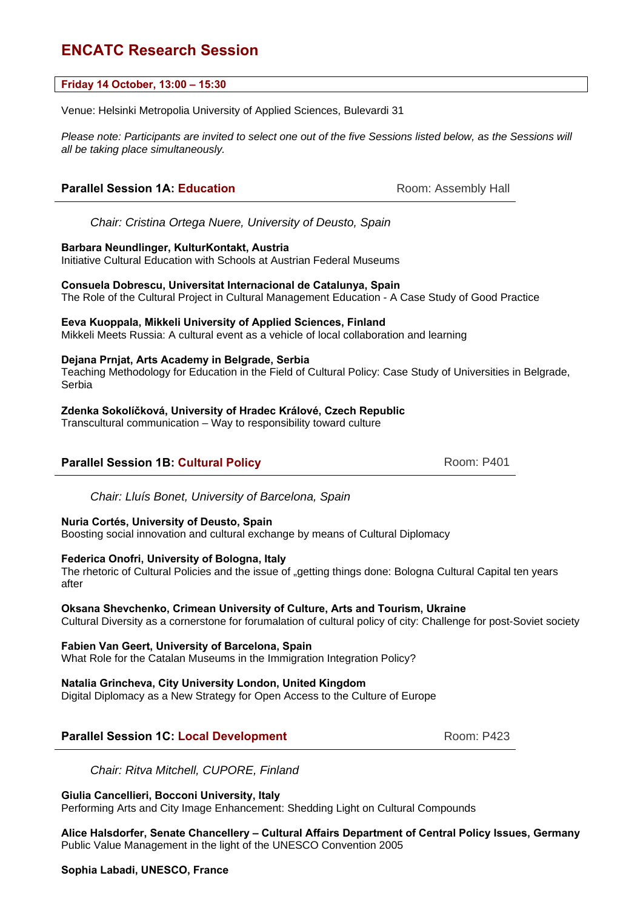# ENCATC Research Session

**Friday 14 October, 13:00 – 15:30**

Venue: Helsinki Metropolia University of Applied Sciences, Bulevardi 31

*Please note: Participants are invited to select one out of the five Sessions listed below, as the Sessions will all be taking place simultaneously.*

## Parallel Session 1A: Education

Room: Assembly Hall

*Chair: Cristina Ortega Nuere, University of Deusto, Spain*

**Barbara Neundlinger, KulturKontakt, Austria**
Initiative Cultural Education with Schools at Austrian Federal Museums

**Consuela Dobrescu, Universitat Internacional de Catalunya, Spain**
The Role of the Cultural Project in Cultural Management Education - A Case Study of Good Practice

**Eeva Kuoppala, Mikkeli University of Applied Sciences, Finland**
Mikkeli Meets Russia: A cultural event as a vehicle of local collaboration and learning

**Dejana Prnjat, Arts Academy in Belgrade, Serbia**
Teaching Methodology for Education in the Field of Cultural Policy: Case Study of Universities in Belgrade, Serbia

**Zdenka Sokolíčková, University of Hradec Králové, Czech Republic**
Transcultural communication – Way to responsibility toward culture

## Parallel Session 1B: Cultural Policy

Room: P401

*Chair: Lluís Bonet, University of Barcelona, Spain*

**Nuria Cortés, University of Deusto, Spain**
Boosting social innovation and cultural exchange by means of Cultural Diplomacy

**Federica Onofri, University of Bologna, Italy**
The rhetoric of Cultural Policies and the issue of „getting things done: Bologna Cultural Capital ten years after

**Oksana Shevchenko, Crimean University of Culture, Arts and Tourism, Ukraine**
Cultural Diversity as a cornerstone for forumalation of cultural policy of city: Challenge for post-Soviet society

**Fabien Van Geert, University of Barcelona, Spain**
What Role for the Catalan Museums in the Immigration Integration Policy?

**Natalia Grincheva, City University London, United Kingdom**
Digital Diplomacy as a New Strategy for Open Access to the Culture of Europe

## Parallel Session 1C: Local Development

Room: P423

*Chair: Ritva Mitchell, CUPORE, Finland*

**Giulia Cancellieri, Bocconi University, Italy**
Performing Arts and City Image Enhancement: Shedding Light on Cultural Compounds

**Alice Halsdorfer, Senate Chancellery – Cultural Affairs Department of Central Policy Issues, Germany**
Public Value Management in the light of the UNESCO Convention 2005

**Sophia Labadi, UNESCO, France**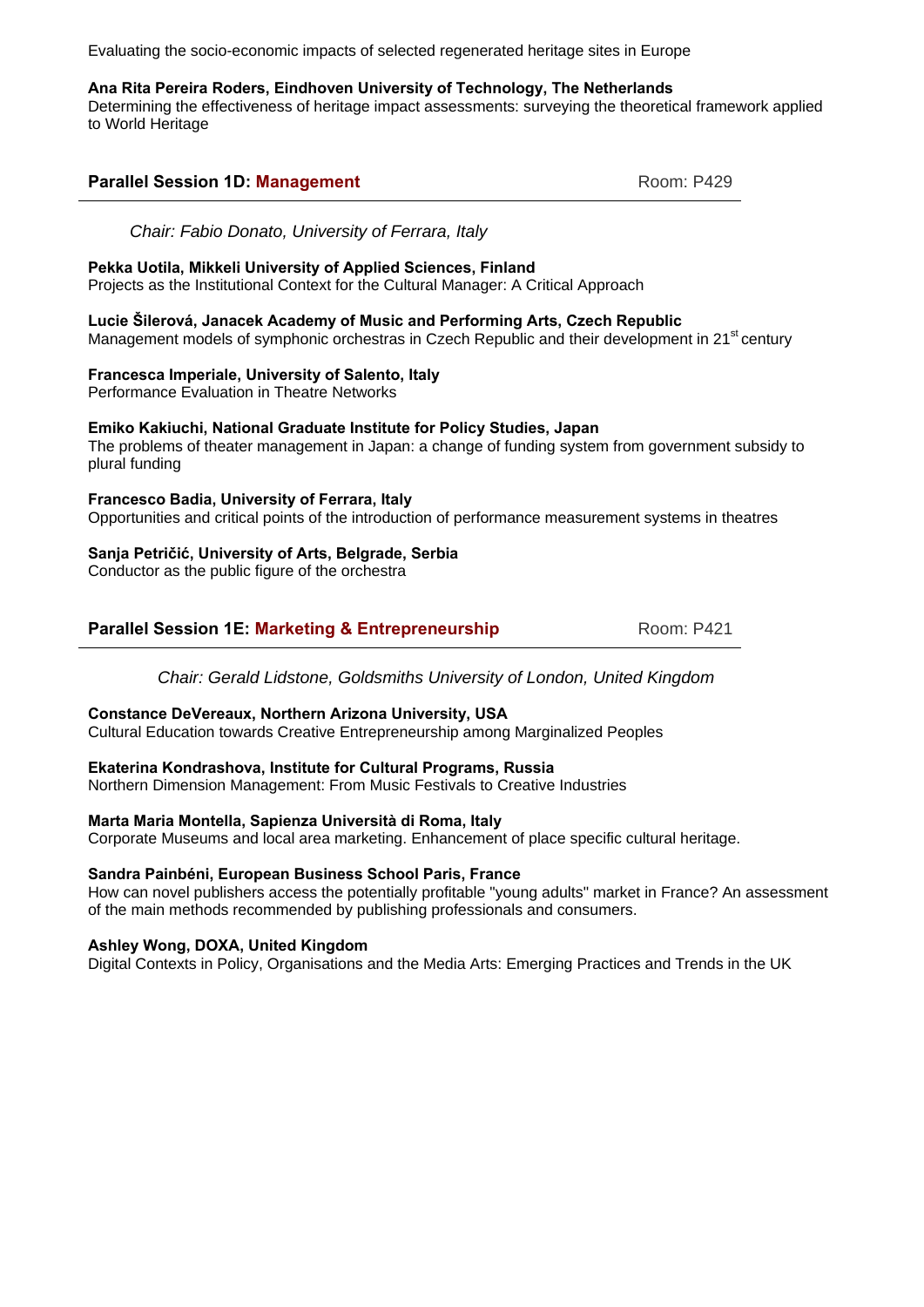Evaluating the socio-economic impacts of selected regenerated heritage sites in Europe

**Ana Rita Pereira Roders, Eindhoven University of Technology, The Netherlands**
Determining the effectiveness of heritage impact assessments: surveying the theoretical framework applied to World Heritage

## Parallel Session 1D: Management

Room: P429

*Chair: Fabio Donato, University of Ferrara, Italy*

**Pekka Uotila, Mikkeli University of Applied Sciences, Finland**
Projects as the Institutional Context for the Cultural Manager: A Critical Approach

**Lucie Šilerová, Janacek Academy of Music and Performing Arts, Czech Republic**
Management models of symphonic orchestras in Czech Republic and their development in 21st century

**Francesca Imperiale, University of Salento, Italy**
Performance Evaluation in Theatre Networks

**Emiko Kakiuchi, National Graduate Institute for Policy Studies, Japan**
The problems of theater management in Japan: a change of funding system from government subsidy to plural funding

**Francesco Badia, University of Ferrara, Italy**
Opportunities and critical points of the introduction of performance measurement systems in theatres

**Sanja Petričić, University of Arts, Belgrade, Serbia**
Conductor as the public figure of the orchestra

## Parallel Session 1E: Marketing & Entrepreneurship

Room: P421

*Chair: Gerald Lidstone, Goldsmiths University of London, United Kingdom*

**Constance DeVereaux, Northern Arizona University, USA**
Cultural Education towards Creative Entrepreneurship among Marginalized Peoples

**Ekaterina Kondrashova, Institute for Cultural Programs, Russia**
Northern Dimension Management: From Music Festivals to Creative Industries

**Marta Maria Montella, Sapienza Università di Roma, Italy**
Corporate Museums and local area marketing. Enhancement of place specific cultural heritage.

**Sandra Painbéni, European Business School Paris, France**
How can novel publishers access the potentially profitable "young adults" market in France? An assessment of the main methods recommended by publishing professionals and consumers.

**Ashley Wong, DOXA, United Kingdom**
Digital Contexts in Policy, Organisations and the Media Arts: Emerging Practices and Trends in the UK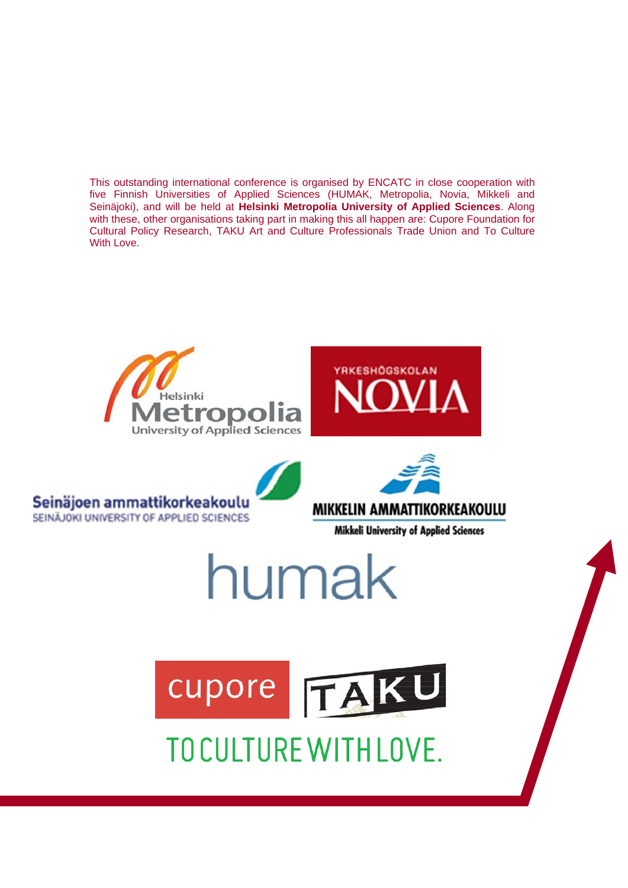This outstanding international conference is organised by ENCATC in close cooperation with five Finnish Universities of Applied Sciences (HUMAK, Metropolia, Novia, Mikkeli and Seinäjoki), and will be held at **Helsinki Metropolia University of Applied Sciences**. Along with these, other organisations taking part in making this all happen are: Cupore Foundation for Cultural Policy Research, TAKU Art and Culture Professionals Trade Union and To Culture With Love.

Helsinki Metropolia University of Applied Sciences

YRKESHÖGSKOLAN NOVIA

Seinäjoen ammattikorkeakoulu
SEINÄJOKI UNIVERSITY OF APPLIED SCIENCES

MIKKELIN AMMATTIKORKEAKOULU
Mikkeli University of Applied Sciences

humak

cupore

TAKU

TO CULTURE WITH LOVE.